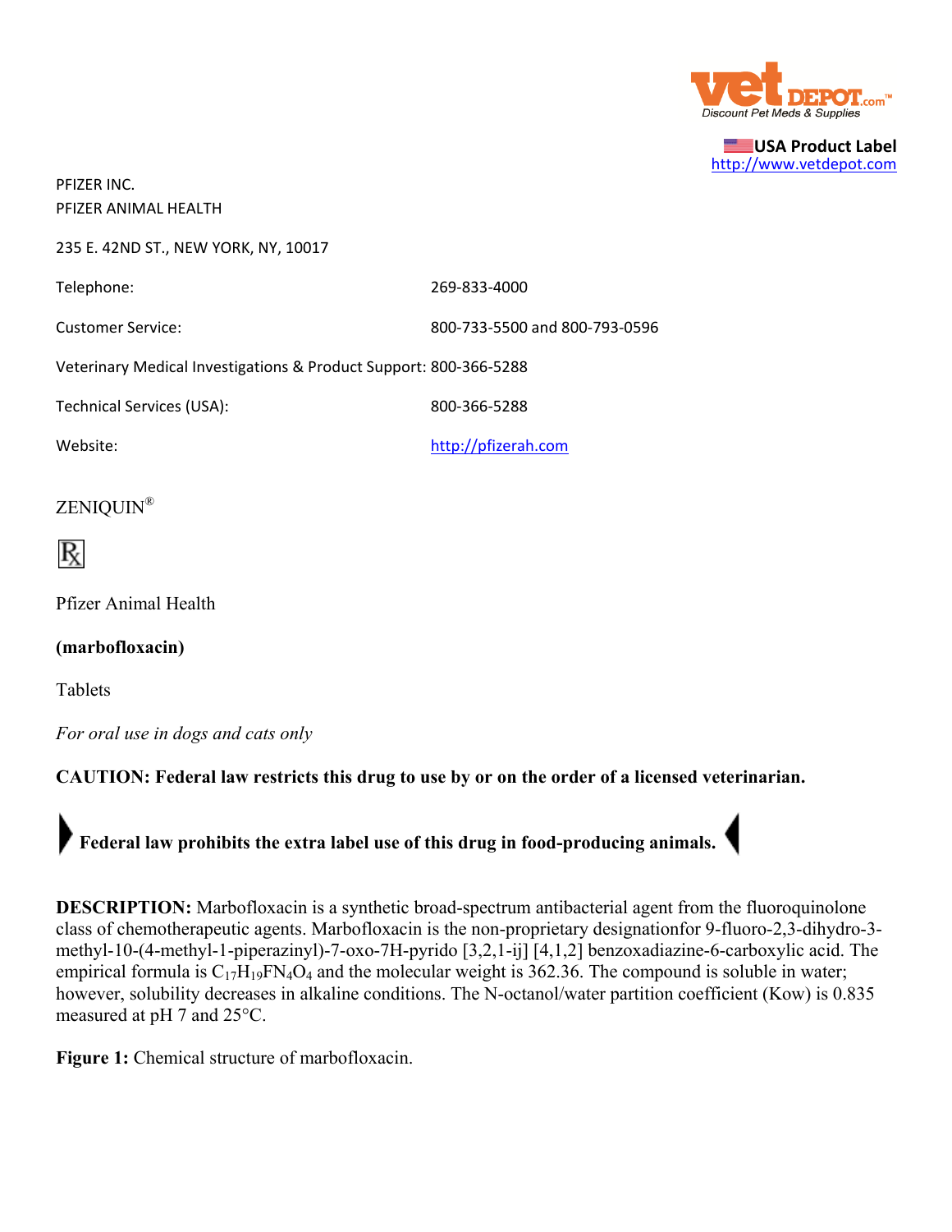USA Product Label
http://www.vetdepot.com

PFIZER INC.
PFIZER ANIMAL HEALTH

235 E. 42ND ST., NEW YORK, NY, 10017

| | |
|---|---|
| Telephone: | 269-833-4000 |
| Customer Service: | 800-733-5500 and 800-793-0596 |
| Veterinary Medical Investigations & Product Support: | 800-366-5288 |
| Technical Services (USA): | 800-366-5288 |
| Website: | http://pfizerah.com |

# ZENIQUIN®

℞

Pfizer Animal Health

**(marbofloxacin)**

Tablets

*For oral use in dogs and cats only*

**CAUTION: Federal law restricts this drug to use by or on the order of a licensed veterinarian.**

**Federal law prohibits the extra label use of this drug in food-producing animals.**

**DESCRIPTION:** Marbofloxacin is a synthetic broad-spectrum antibacterial agent from the fluoroquinolone class of chemotherapeutic agents. Marbofloxacin is the non-proprietary designationfor 9-fluoro-2,3-dihydro-3-methyl-10-(4-methyl-1-piperazinyl)-7-oxo-7H-pyrido [3,2,1-ij] [4,1,2] benzoxadiazine-6-carboxylic acid. The empirical formula is $C_{17}H_{19}FN_4O_4$ and the molecular weight is 362.36. The compound is soluble in water; however, solubility decreases in alkaline conditions. The N-octanol/water partition coefficient (Kow) is 0.835 measured at pH 7 and 25°C.

**Figure 1:** Chemical structure of marbofloxacin.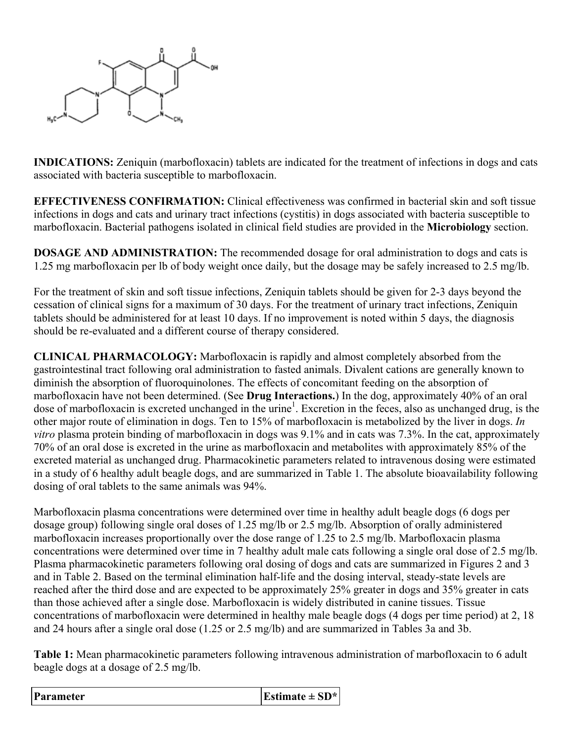**INDICATIONS:** Zeniquin (marbofloxacin) tablets are indicated for the treatment of infections in dogs and cats associated with bacteria susceptible to marbofloxacin.

**EFFECTIVENESS CONFIRMATION:** Clinical effectiveness was confirmed in bacterial skin and soft tissue infections in dogs and cats and urinary tract infections (cystitis) in dogs associated with bacteria susceptible to marbofloxacin. Bacterial pathogens isolated in clinical field studies are provided in the **Microbiology** section.

**DOSAGE AND ADMINISTRATION:** The recommended dosage for oral administration to dogs and cats is 1.25 mg marbofloxacin per lb of body weight once daily, but the dosage may be safely increased to 2.5 mg/lb.

For the treatment of skin and soft tissue infections, Zeniquin tablets should be given for 2-3 days beyond the cessation of clinical signs for a maximum of 30 days. For the treatment of urinary tract infections, Zeniquin tablets should be administered for at least 10 days. If no improvement is noted within 5 days, the diagnosis should be re-evaluated and a different course of therapy considered.

**CLINICAL PHARMACOLOGY:** Marbofloxacin is rapidly and almost completely absorbed from the gastrointestinal tract following oral administration to fasted animals. Divalent cations are generally known to diminish the absorption of fluoroquinolones. The effects of concomitant feeding on the absorption of marbofloxacin have not been determined. (See **Drug Interactions.**) In the dog, approximately 40% of an oral dose of marbofloxacin is excreted unchanged in the urine[1]. Excretion in the feces, also as unchanged drug, is the other major route of elimination in dogs. Ten to 15% of marbofloxacin is metabolized by the liver in dogs. *In vitro* plasma protein binding of marbofloxacin in dogs was 9.1% and in cats was 7.3%. In the cat, approximately 70% of an oral dose is excreted in the urine as marbofloxacin and metabolites with approximately 85% of the excreted material as unchanged drug. Pharmacokinetic parameters related to intravenous dosing were estimated in a study of 6 healthy adult beagle dogs, and are summarized in Table 1. The absolute bioavailability following dosing of oral tablets to the same animals was 94%.

Marbofloxacin plasma concentrations were determined over time in healthy adult beagle dogs (6 dogs per dosage group) following single oral doses of 1.25 mg/lb or 2.5 mg/lb. Absorption of orally administered marbofloxacin increases proportionally over the dose range of 1.25 to 2.5 mg/lb. Marbofloxacin plasma concentrations were determined over time in 7 healthy adult male cats following a single oral dose of 2.5 mg/lb. Plasma pharmacokinetic parameters following oral dosing of dogs and cats are summarized in Figures 2 and 3 and in Table 2. Based on the terminal elimination half-life and the dosing interval, steady-state levels are reached after the third dose and are expected to be approximately 25% greater in dogs and 35% greater in cats than those achieved after a single dose. Marbofloxacin is widely distributed in canine tissues. Tissue concentrations of marbofloxacin were determined in healthy male beagle dogs (4 dogs per time period) at 2, 18 and 24 hours after a single oral dose (1.25 or 2.5 mg/lb) and are summarized in Tables 3a and 3b.

**Table 1:** Mean pharmacokinetic parameters following intravenous administration of marbofloxacin to 6 adult beagle dogs at a dosage of 2.5 mg/lb.

| Parameter | Estimate ± SD* |
|---|---|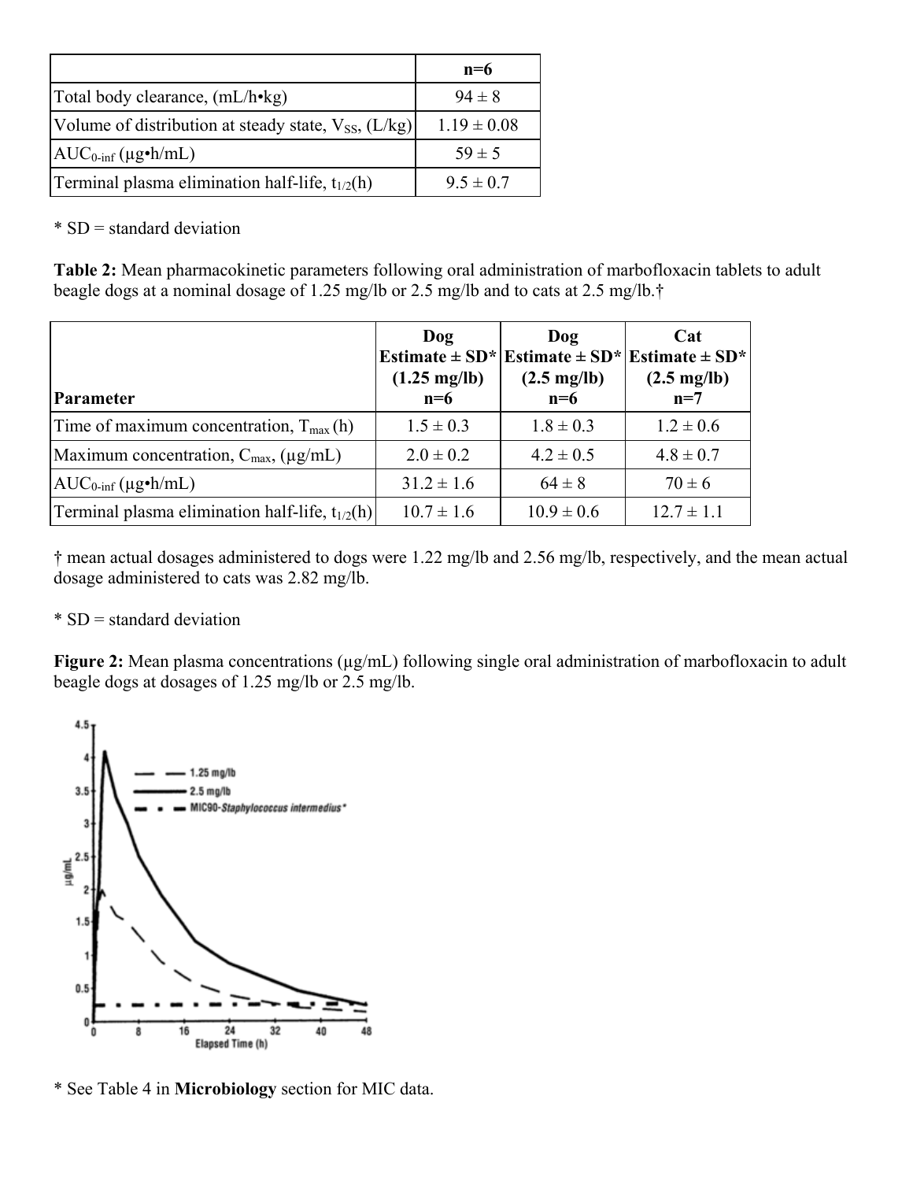| | n=6 |
|---|---|
| Total body clearance, (mL/h•kg) | 94 ± 8 |
| Volume of distribution at steady state, $V_{SS}$, (L/kg) | 1.19 ± 0.08 |
| $AUC_{0\text{-}inf}$ (μg•h/mL) | 59 ± 5 |
| Terminal plasma elimination half-life, $t_{1/2}$(h) | 9.5 ± 0.7 |

* SD = standard deviation

**Table 2:** Mean pharmacokinetic parameters following oral administration of marbofloxacin tablets to adult beagle dogs at a nominal dosage of 1.25 mg/lb or 2.5 mg/lb and to cats at 2.5 mg/lb.†

| Parameter | Dog Estimate ± SD* (1.25 mg/lb) n=6 | Dog Estimate ± SD* (2.5 mg/lb) n=6 | Cat Estimate ± SD* (2.5 mg/lb) n=7 |
|---|---|---|---|
| Time of maximum concentration, $T_{max}$ (h) | 1.5 ± 0.3 | 1.8 ± 0.3 | 1.2 ± 0.6 |
| Maximum concentration, $C_{max}$, (μg/mL) | 2.0 ± 0.2 | 4.2 ± 0.5 | 4.8 ± 0.7 |
| $AUC_{0\text{-}inf}$ (μg•h/mL) | 31.2 ± 1.6 | 64 ± 8 | 70 ± 6 |
| Terminal plasma elimination half-life, $t_{1/2}$(h) | 10.7 ± 1.6 | 10.9 ± 0.6 | 12.7 ± 1.1 |

† mean actual dosages administered to dogs were 1.22 mg/lb and 2.56 mg/lb, respectively, and the mean actual dosage administered to cats was 2.82 mg/lb.

* SD = standard deviation

**Figure 2:** Mean plasma concentrations (μg/mL) following single oral administration of marbofloxacin to adult beagle dogs at dosages of 1.25 mg/lb or 2.5 mg/lb.

* See Table 4 in **Microbiology** section for MIC data.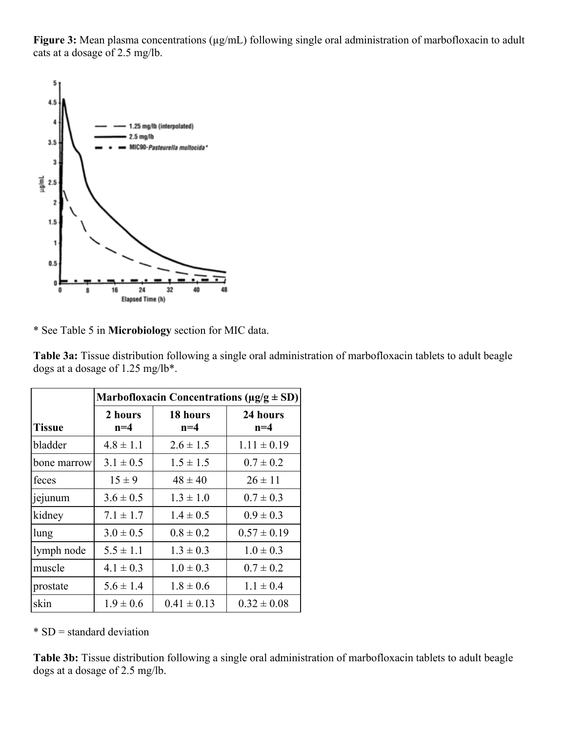**Figure 3:** Mean plasma concentrations (μg/mL) following single oral administration of marbofloxacin to adult cats at a dosage of 2.5 mg/lb.

\* See Table 5 in **Microbiology** section for MIC data.

**Table 3a:** Tissue distribution following a single oral administration of marbofloxacin tablets to adult beagle dogs at a dosage of 1.25 mg/lb*.

| Tissue | Marbofloxacin Concentrations (μg/g ± SD) | | |
|---|---|---|---|
| | 2 hours n=4 | 18 hours n=4 | 24 hours n=4 |
| bladder | 4.8 ± 1.1 | 2.6 ± 1.5 | 1.11 ± 0.19 |
| bone marrow | 3.1 ± 0.5 | 1.5 ± 1.5 | 0.7 ± 0.2 |
| feces | 15 ± 9 | 48 ± 40 | 26 ± 11 |
| jejunum | 3.6 ± 0.5 | 1.3 ± 1.0 | 0.7 ± 0.3 |
| kidney | 7.1 ± 1.7 | 1.4 ± 0.5 | 0.9 ± 0.3 |
| lung | 3.0 ± 0.5 | 0.8 ± 0.2 | 0.57 ± 0.19 |
| lymph node | 5.5 ± 1.1 | 1.3 ± 0.3 | 1.0 ± 0.3 |
| muscle | 4.1 ± 0.3 | 1.0 ± 0.3 | 0.7 ± 0.2 |
| prostate | 5.6 ± 1.4 | 1.8 ± 0.6 | 1.1 ± 0.4 |
| skin | 1.9 ± 0.6 | 0.41 ± 0.13 | 0.32 ± 0.08 |

\* SD = standard deviation

**Table 3b:** Tissue distribution following a single oral administration of marbofloxacin tablets to adult beagle dogs at a dosage of 2.5 mg/lb.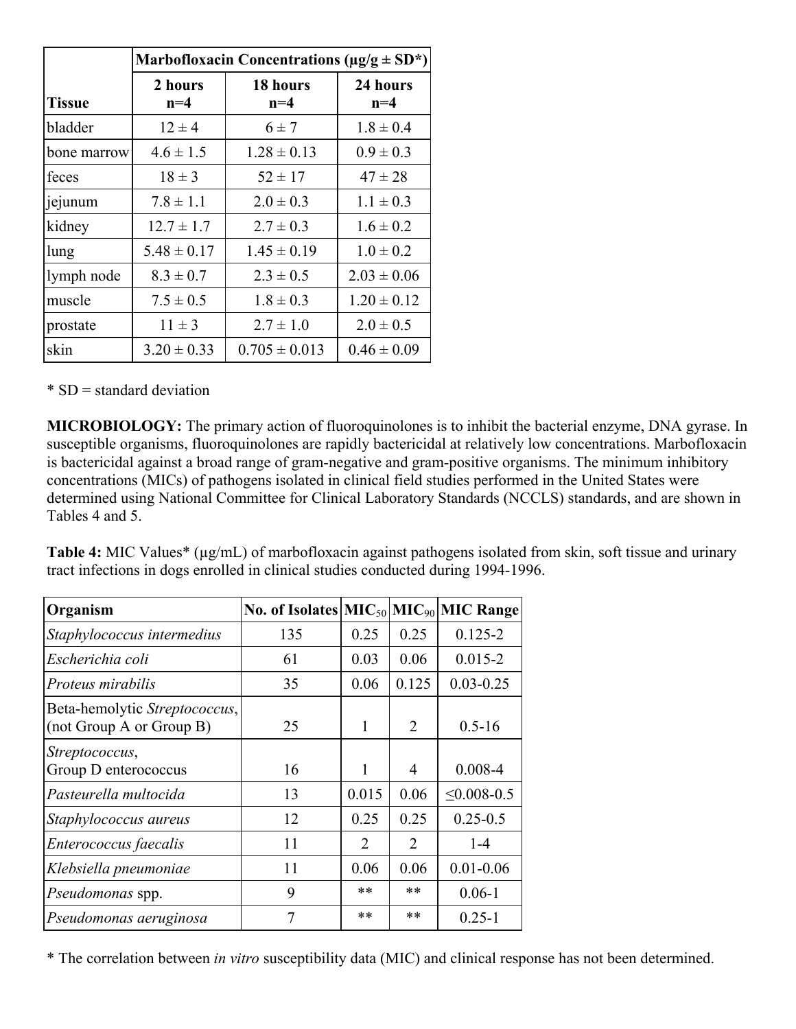| Tissue | Marbofloxacin Concentrations (µg/g ± SD*) | | |
|---|---|---|---|
| | 2 hours n=4 | 18 hours n=4 | 24 hours n=4 |
| bladder | 12 ± 4 | 6 ± 7 | 1.8 ± 0.4 |
| bone marrow | 4.6 ± 1.5 | 1.28 ± 0.13 | 0.9 ± 0.3 |
| feces | 18 ± 3 | 52 ± 17 | 47 ± 28 |
| jejunum | 7.8 ± 1.1 | 2.0 ± 0.3 | 1.1 ± 0.3 |
| kidney | 12.7 ± 1.7 | 2.7 ± 0.3 | 1.6 ± 0.2 |
| lung | 5.48 ± 0.17 | 1.45 ± 0.19 | 1.0 ± 0.2 |
| lymph node | 8.3 ± 0.7 | 2.3 ± 0.5 | 2.03 ± 0.06 |
| muscle | 7.5 ± 0.5 | 1.8 ± 0.3 | 1.20 ± 0.12 |
| prostate | 11 ± 3 | 2.7 ± 1.0 | 2.0 ± 0.5 |
| skin | 3.20 ± 0.33 | 0.705 ± 0.013 | 0.46 ± 0.09 |

* SD = standard deviation

**MICROBIOLOGY:** The primary action of fluoroquinolones is to inhibit the bacterial enzyme, DNA gyrase. In susceptible organisms, fluoroquinolones are rapidly bactericidal at relatively low concentrations. Marbofloxacin is bactericidal against a broad range of gram-negative and gram-positive organisms. The minimum inhibitory concentrations (MICs) of pathogens isolated in clinical field studies performed in the United States were determined using National Committee for Clinical Laboratory Standards (NCCLS) standards, and are shown in Tables 4 and 5.

**Table 4:** MIC Values* (µg/mL) of marbofloxacin against pathogens isolated from skin, soft tissue and urinary tract infections in dogs enrolled in clinical studies conducted during 1994-1996.

| Organism | No. of Isolates | $MIC_{50}$ | $MIC_{90}$ | MIC Range |
|---|---|---|---|---|
| *Staphylococcus intermedius* | 135 | 0.25 | 0.25 | 0.125-2 |
| *Escherichia coli* | 61 | 0.03 | 0.06 | 0.015-2 |
| *Proteus mirabilis* | 35 | 0.06 | 0.125 | 0.03-0.25 |
| Beta-hemolytic *Streptococcus*, (not Group A or Group B) | 25 | 1 | 2 | 0.5-16 |
| *Streptococcus*, Group D enterococcus | 16 | 1 | 4 | 0.008-4 |
| *Pasteurella multocida* | 13 | 0.015 | 0.06 | ≤0.008-0.5 |
| *Staphylococcus aureus* | 12 | 0.25 | 0.25 | 0.25-0.5 |
| *Enterococcus faecalis* | 11 | 2 | 2 | 1-4 |
| *Klebsiella pneumoniae* | 11 | 0.06 | 0.06 | 0.01-0.06 |
| *Pseudomonas* spp. | 9 | ** | ** | 0.06-1 |
| *Pseudomonas aeruginosa* | 7 | ** | ** | 0.25-1 |

* The correlation between *in vitro* susceptibility data (MIC) and clinical response has not been determined.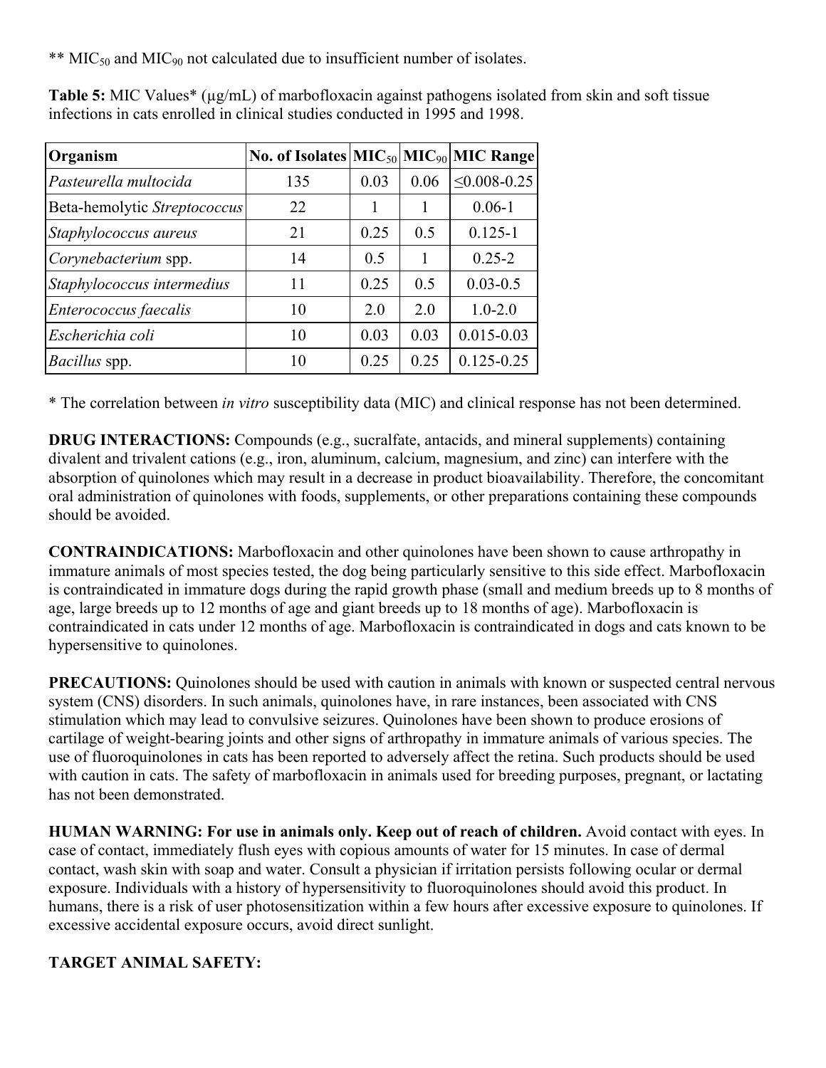** $MIC_{50}$ and $MIC_{90}$ not calculated due to insufficient number of isolates.

**Table 5:** MIC Values* (µg/mL) of marbofloxacin against pathogens isolated from skin and soft tissue infections in cats enrolled in clinical studies conducted in 1995 and 1998.

| Organism | No. of Isolates | $MIC_{50}$ | $MIC_{90}$ | MIC Range |
|---|---|---|---|---|
| *Pasteurella multocida* | 135 | 0.03 | 0.06 | ≤0.008-0.25 |
| Beta-hemolytic *Streptococcus* | 22 | 1 | 1 | 0.06-1 |
| *Staphylococcus aureus* | 21 | 0.25 | 0.5 | 0.125-1 |
| *Corynebacterium* spp. | 14 | 0.5 | 1 | 0.25-2 |
| *Staphylococcus intermedius* | 11 | 0.25 | 0.5 | 0.03-0.5 |
| *Enterococcus faecalis* | 10 | 2.0 | 2.0 | 1.0-2.0 |
| *Escherichia coli* | 10 | 0.03 | 0.03 | 0.015-0.03 |
| *Bacillus* spp. | 10 | 0.25 | 0.25 | 0.125-0.25 |

* The correlation between *in vitro* susceptibility data (MIC) and clinical response has not been determined.

**DRUG INTERACTIONS:** Compounds (e.g., sucralfate, antacids, and mineral supplements) containing divalent and trivalent cations (e.g., iron, aluminum, calcium, magnesium, and zinc) can interfere with the absorption of quinolones which may result in a decrease in product bioavailability. Therefore, the concomitant oral administration of quinolones with foods, supplements, or other preparations containing these compounds should be avoided.

**CONTRAINDICATIONS:** Marbofloxacin and other quinolones have been shown to cause arthropathy in immature animals of most species tested, the dog being particularly sensitive to this side effect. Marbofloxacin is contraindicated in immature dogs during the rapid growth phase (small and medium breeds up to 8 months of age, large breeds up to 12 months of age and giant breeds up to 18 months of age). Marbofloxacin is contraindicated in cats under 12 months of age. Marbofloxacin is contraindicated in dogs and cats known to be hypersensitive to quinolones.

**PRECAUTIONS:** Quinolones should be used with caution in animals with known or suspected central nervous system (CNS) disorders. In such animals, quinolones have, in rare instances, been associated with CNS stimulation which may lead to convulsive seizures. Quinolones have been shown to produce erosions of cartilage of weight-bearing joints and other signs of arthropathy in immature animals of various species. The use of fluoroquinolones in cats has been reported to adversely affect the retina. Such products should be used with caution in cats. The safety of marbofloxacin in animals used for breeding purposes, pregnant, or lactating has not been demonstrated.

**HUMAN WARNING: For use in animals only. Keep out of reach of children.** Avoid contact with eyes. In case of contact, immediately flush eyes with copious amounts of water for 15 minutes. In case of dermal contact, wash skin with soap and water. Consult a physician if irritation persists following ocular or dermal exposure. Individuals with a history of hypersensitivity to fluoroquinolones should avoid this product. In humans, there is a risk of user photosensitization within a few hours after excessive exposure to quinolones. If excessive accidental exposure occurs, avoid direct sunlight.

**TARGET ANIMAL SAFETY:**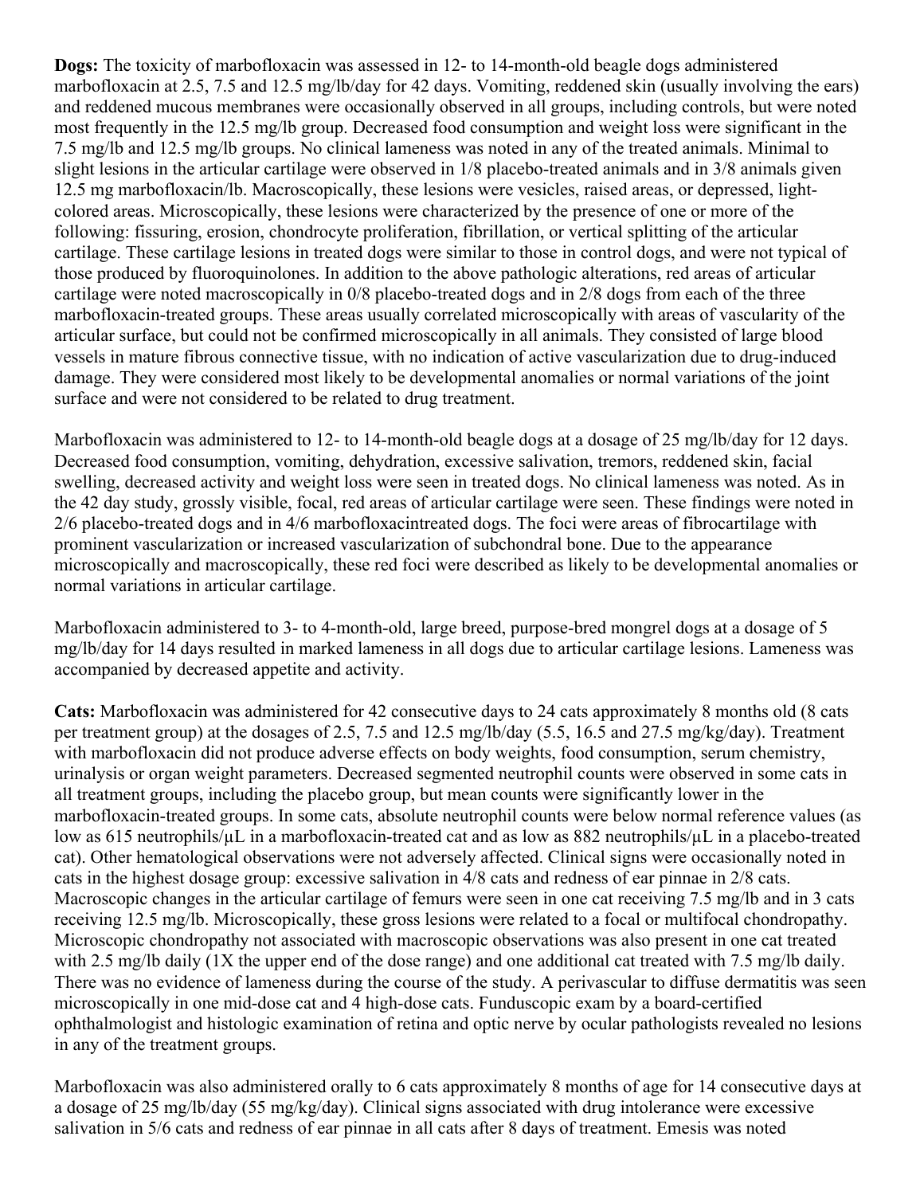**Dogs:** The toxicity of marbofloxacin was assessed in 12- to 14-month-old beagle dogs administered marbofloxacin at 2.5, 7.5 and 12.5 mg/lb/day for 42 days. Vomiting, reddened skin (usually involving the ears) and reddened mucous membranes were occasionally observed in all groups, including controls, but were noted most frequently in the 12.5 mg/lb group. Decreased food consumption and weight loss were significant in the 7.5 mg/lb and 12.5 mg/lb groups. No clinical lameness was noted in any of the treated animals. Minimal to slight lesions in the articular cartilage were observed in 1/8 placebo-treated animals and in 3/8 animals given 12.5 mg marbofloxacin/lb. Macroscopically, these lesions were vesicles, raised areas, or depressed, light-colored areas. Microscopically, these lesions were characterized by the presence of one or more of the following: fissuring, erosion, chondrocyte proliferation, fibrillation, or vertical splitting of the articular cartilage. These cartilage lesions in treated dogs were similar to those in control dogs, and were not typical of those produced by fluoroquinolones. In addition to the above pathologic alterations, red areas of articular cartilage were noted macroscopically in 0/8 placebo-treated dogs and in 2/8 dogs from each of the three marbofloxacin-treated groups. These areas usually correlated microscopically with areas of vascularity of the articular surface, but could not be confirmed microscopically in all animals. They consisted of large blood vessels in mature fibrous connective tissue, with no indication of active vascularization due to drug-induced damage. They were considered most likely to be developmental anomalies or normal variations of the joint surface and were not considered to be related to drug treatment.

Marbofloxacin was administered to 12- to 14-month-old beagle dogs at a dosage of 25 mg/lb/day for 12 days. Decreased food consumption, vomiting, dehydration, excessive salivation, tremors, reddened skin, facial swelling, decreased activity and weight loss were seen in treated dogs. No clinical lameness was noted. As in the 42 day study, grossly visible, focal, red areas of articular cartilage were seen. These findings were noted in 2/6 placebo-treated dogs and in 4/6 marbofloxacintreated dogs. The foci were areas of fibrocartilage with prominent vascularization or increased vascularization of subchondral bone. Due to the appearance microscopically and macroscopically, these red foci were described as likely to be developmental anomalies or normal variations in articular cartilage.

Marbofloxacin administered to 3- to 4-month-old, large breed, purpose-bred mongrel dogs at a dosage of 5 mg/lb/day for 14 days resulted in marked lameness in all dogs due to articular cartilage lesions. Lameness was accompanied by decreased appetite and activity.

**Cats:** Marbofloxacin was administered for 42 consecutive days to 24 cats approximately 8 months old (8 cats per treatment group) at the dosages of 2.5, 7.5 and 12.5 mg/lb/day (5.5, 16.5 and 27.5 mg/kg/day). Treatment with marbofloxacin did not produce adverse effects on body weights, food consumption, serum chemistry, urinalysis or organ weight parameters. Decreased segmented neutrophil counts were observed in some cats in all treatment groups, including the placebo group, but mean counts were significantly lower in the marbofloxacin-treated groups. In some cats, absolute neutrophil counts were below normal reference values (as low as 615 neutrophils/µL in a marbofloxacin-treated cat and as low as 882 neutrophils/µL in a placebo-treated cat). Other hematological observations were not adversely affected. Clinical signs were occasionally noted in cats in the highest dosage group: excessive salivation in 4/8 cats and redness of ear pinnae in 2/8 cats. Macroscopic changes in the articular cartilage of femurs were seen in one cat receiving 7.5 mg/lb and in 3 cats receiving 12.5 mg/lb. Microscopically, these gross lesions were related to a focal or multifocal chondropathy. Microscopic chondropathy not associated with macroscopic observations was also present in one cat treated with 2.5 mg/lb daily (1X the upper end of the dose range) and one additional cat treated with 7.5 mg/lb daily. There was no evidence of lameness during the course of the study. A perivascular to diffuse dermatitis was seen microscopically in one mid-dose cat and 4 high-dose cats. Funduscopic exam by a board-certified ophthalmologist and histologic examination of retina and optic nerve by ocular pathologists revealed no lesions in any of the treatment groups.

Marbofloxacin was also administered orally to 6 cats approximately 8 months of age for 14 consecutive days at a dosage of 25 mg/lb/day (55 mg/kg/day). Clinical signs associated with drug intolerance were excessive salivation in 5/6 cats and redness of ear pinnae in all cats after 8 days of treatment. Emesis was noted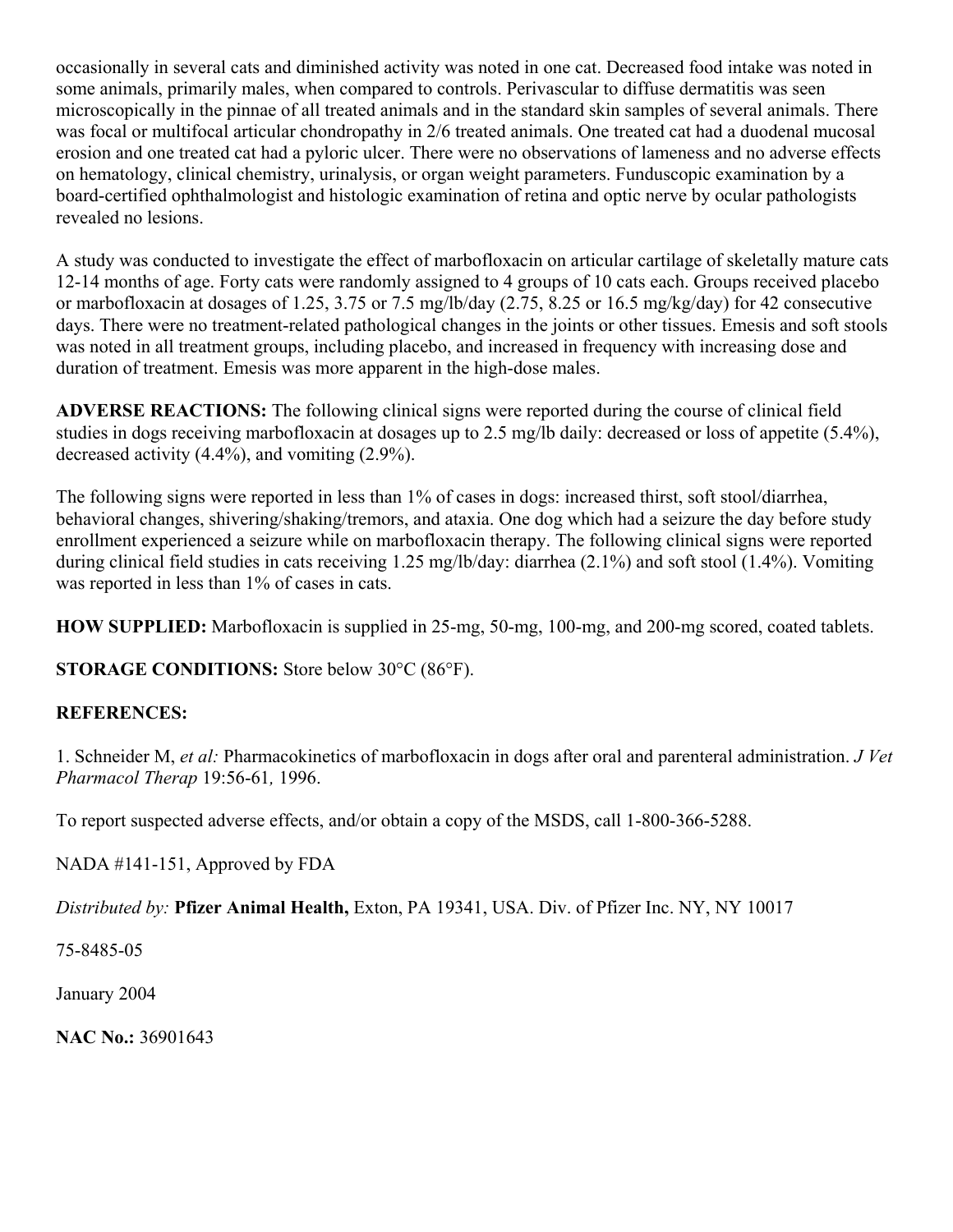occasionally in several cats and diminished activity was noted in one cat. Decreased food intake was noted in some animals, primarily males, when compared to controls. Perivascular to diffuse dermatitis was seen microscopically in the pinnae of all treated animals and in the standard skin samples of several animals. There was focal or multifocal articular chondropathy in 2/6 treated animals. One treated cat had a duodenal mucosal erosion and one treated cat had a pyloric ulcer. There were no observations of lameness and no adverse effects on hematology, clinical chemistry, urinalysis, or organ weight parameters. Funduscopic examination by a board-certified ophthalmologist and histologic examination of retina and optic nerve by ocular pathologists revealed no lesions.

A study was conducted to investigate the effect of marbofloxacin on articular cartilage of skeletally mature cats 12-14 months of age. Forty cats were randomly assigned to 4 groups of 10 cats each. Groups received placebo or marbofloxacin at dosages of 1.25, 3.75 or 7.5 mg/lb/day (2.75, 8.25 or 16.5 mg/kg/day) for 42 consecutive days. There were no treatment-related pathological changes in the joints or other tissues. Emesis and soft stools was noted in all treatment groups, including placebo, and increased in frequency with increasing dose and duration of treatment. Emesis was more apparent in the high-dose males.

**ADVERSE REACTIONS:** The following clinical signs were reported during the course of clinical field studies in dogs receiving marbofloxacin at dosages up to 2.5 mg/lb daily: decreased or loss of appetite (5.4%), decreased activity (4.4%), and vomiting (2.9%).

The following signs were reported in less than 1% of cases in dogs: increased thirst, soft stool/diarrhea, behavioral changes, shivering/shaking/tremors, and ataxia. One dog which had a seizure the day before study enrollment experienced a seizure while on marbofloxacin therapy. The following clinical signs were reported during clinical field studies in cats receiving 1.25 mg/lb/day: diarrhea (2.1%) and soft stool (1.4%). Vomiting was reported in less than 1% of cases in cats.

**HOW SUPPLIED:** Marbofloxacin is supplied in 25-mg, 50-mg, 100-mg, and 200-mg scored, coated tablets.

**STORAGE CONDITIONS:** Store below 30°C (86°F).

**REFERENCES:**

1. Schneider M, *et al:* Pharmacokinetics of marbofloxacin in dogs after oral and parenteral administration. *J Vet Pharmacol Therap* 19:56-61*,* 1996.

To report suspected adverse effects, and/or obtain a copy of the MSDS, call 1-800-366-5288.

NADA #141-151, Approved by FDA

*Distributed by:* **Pfizer Animal Health,** Exton, PA 19341, USA. Div. of Pfizer Inc. NY, NY 10017

75-8485-05

January 2004

**NAC No.:** 36901643